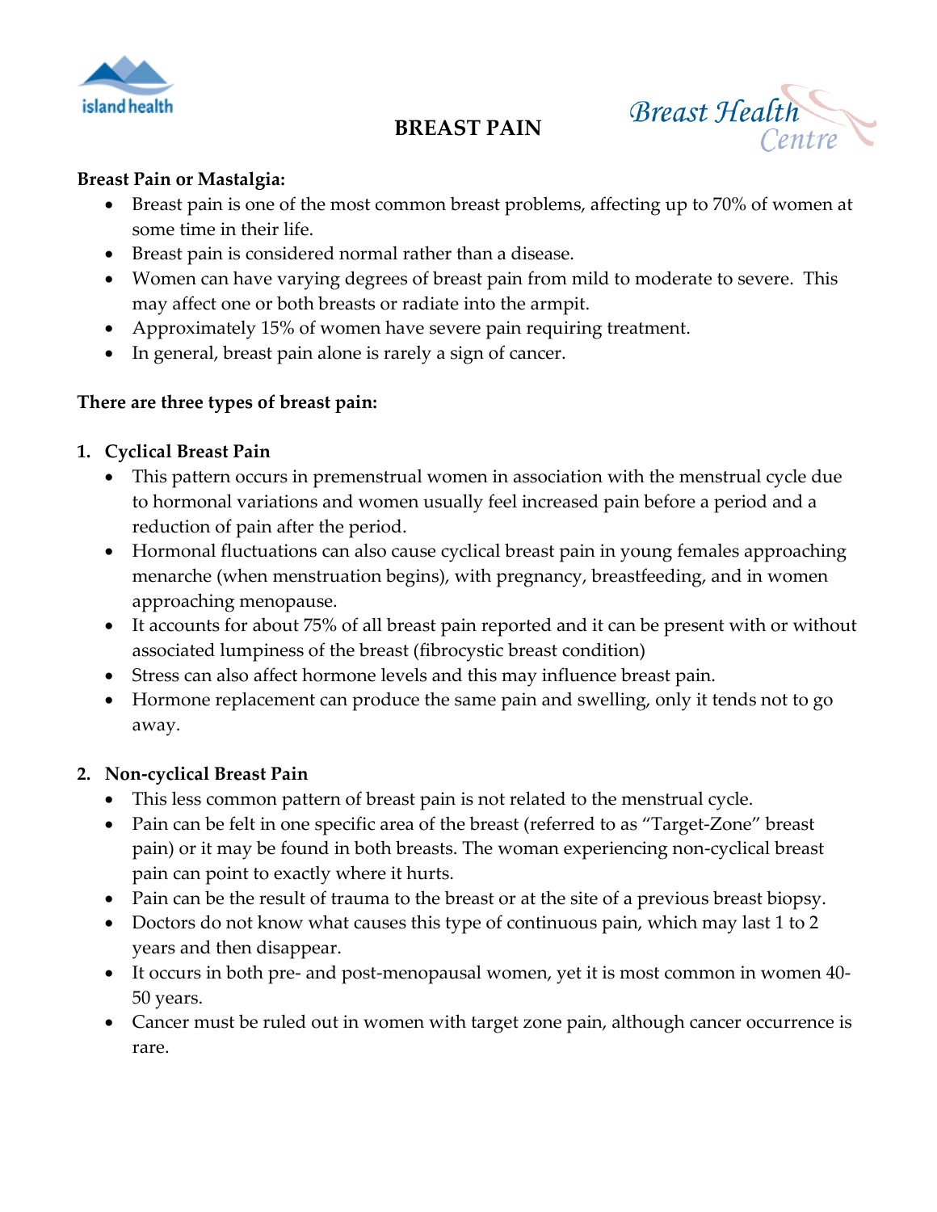# BREAST PAIN

**Breast Pain or Mastalgia:**

- Breast pain is one of the most common breast problems, affecting up to 70% of women at some time in their life.
- Breast pain is considered normal rather than a disease.
- Women can have varying degrees of breast pain from mild to moderate to severe. This may affect one or both breasts or radiate into the armpit.
- Approximately 15% of women have severe pain requiring treatment.
- In general, breast pain alone is rarely a sign of cancer.

**There are three types of breast pain:**

1. **Cyclical Breast Pain**
   - This pattern occurs in premenstrual women in association with the menstrual cycle due to hormonal variations and women usually feel increased pain before a period and a reduction of pain after the period.
   - Hormonal fluctuations can also cause cyclical breast pain in young females approaching menarche (when menstruation begins), with pregnancy, breastfeeding, and in women approaching menopause.
   - It accounts for about 75% of all breast pain reported and it can be present with or without associated lumpiness of the breast (fibrocystic breast condition)
   - Stress can also affect hormone levels and this may influence breast pain.
   - Hormone replacement can produce the same pain and swelling, only it tends not to go away.

2. **Non-cyclical Breast Pain**
   - This less common pattern of breast pain is not related to the menstrual cycle.
   - Pain can be felt in one specific area of the breast (referred to as "Target-Zone" breast pain) or it may be found in both breasts. The woman experiencing non-cyclical breast pain can point to exactly where it hurts.
   - Pain can be the result of trauma to the breast or at the site of a previous breast biopsy.
   - Doctors do not know what causes this type of continuous pain, which may last 1 to 2 years and then disappear.
   - It occurs in both pre- and post-menopausal women, yet it is most common in women 40-50 years.
   - Cancer must be ruled out in women with target zone pain, although cancer occurrence is rare.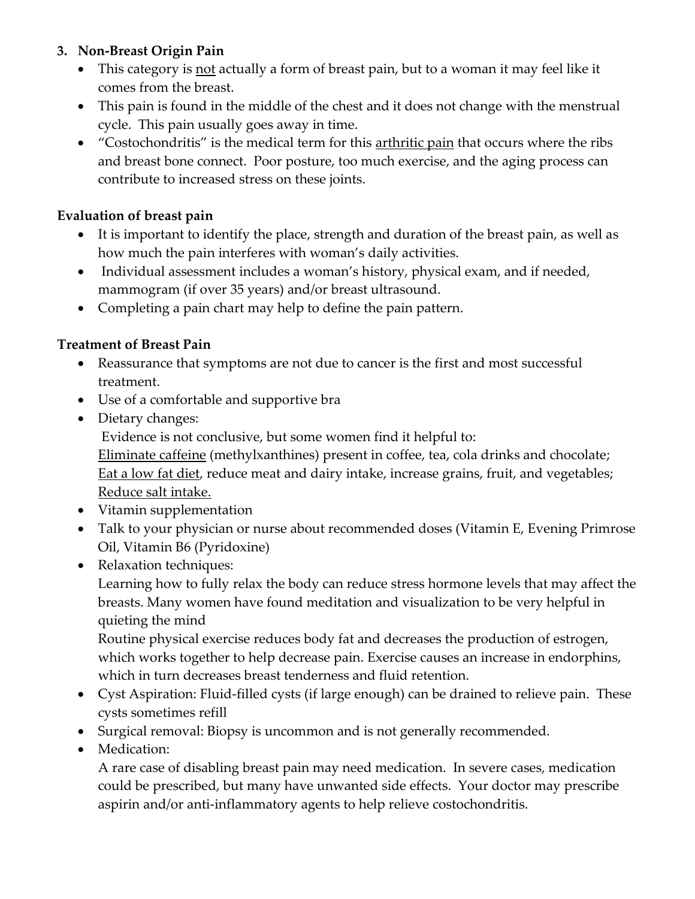3. **Non-Breast Origin Pain**
   - This category is <u>not</u> actually a form of breast pain, but to a woman it may feel like it comes from the breast.
   - This pain is found in the middle of the chest and it does not change with the menstrual cycle. This pain usually goes away in time.
   - "Costochondritis" is the medical term for this <u>arthritic pain</u> that occurs where the ribs and breast bone connect. Poor posture, too much exercise, and the aging process can contribute to increased stress on these joints.

**Evaluation of breast pain**

- It is important to identify the place, strength and duration of the breast pain, as well as how much the pain interferes with woman's daily activities.
- Individual assessment includes a woman's history, physical exam, and if needed, mammogram (if over 35 years) and/or breast ultrasound.
- Completing a pain chart may help to define the pain pattern.

**Treatment of Breast Pain**

- Reassurance that symptoms are not due to cancer is the first and most successful treatment.
- Use of a comfortable and supportive bra
- Dietary changes:
  Evidence is not conclusive, but some women find it helpful to:
  <u>Eliminate caffeine</u> (methylxanthines) present in coffee, tea, cola drinks and chocolate;
  <u>Eat a low fat diet</u>, reduce meat and dairy intake, increase grains, fruit, and vegetables;
  <u>Reduce salt intake.</u>
- Vitamin supplementation
- Talk to your physician or nurse about recommended doses (Vitamin E, Evening Primrose Oil, Vitamin B6 (Pyridoxine)
- Relaxation techniques:
  Learning how to fully relax the body can reduce stress hormone levels that may affect the breasts. Many women have found meditation and visualization to be very helpful in quieting the mind
  Routine physical exercise reduces body fat and decreases the production of estrogen, which works together to help decrease pain. Exercise causes an increase in endorphins, which in turn decreases breast tenderness and fluid retention.
- Cyst Aspiration: Fluid-filled cysts (if large enough) can be drained to relieve pain. These cysts sometimes refill
- Surgical removal: Biopsy is uncommon and is not generally recommended.
- Medication:
  A rare case of disabling breast pain may need medication. In severe cases, medication could be prescribed, but many have unwanted side effects. Your doctor may prescribe aspirin and/or anti-inflammatory agents to help relieve costochondritis.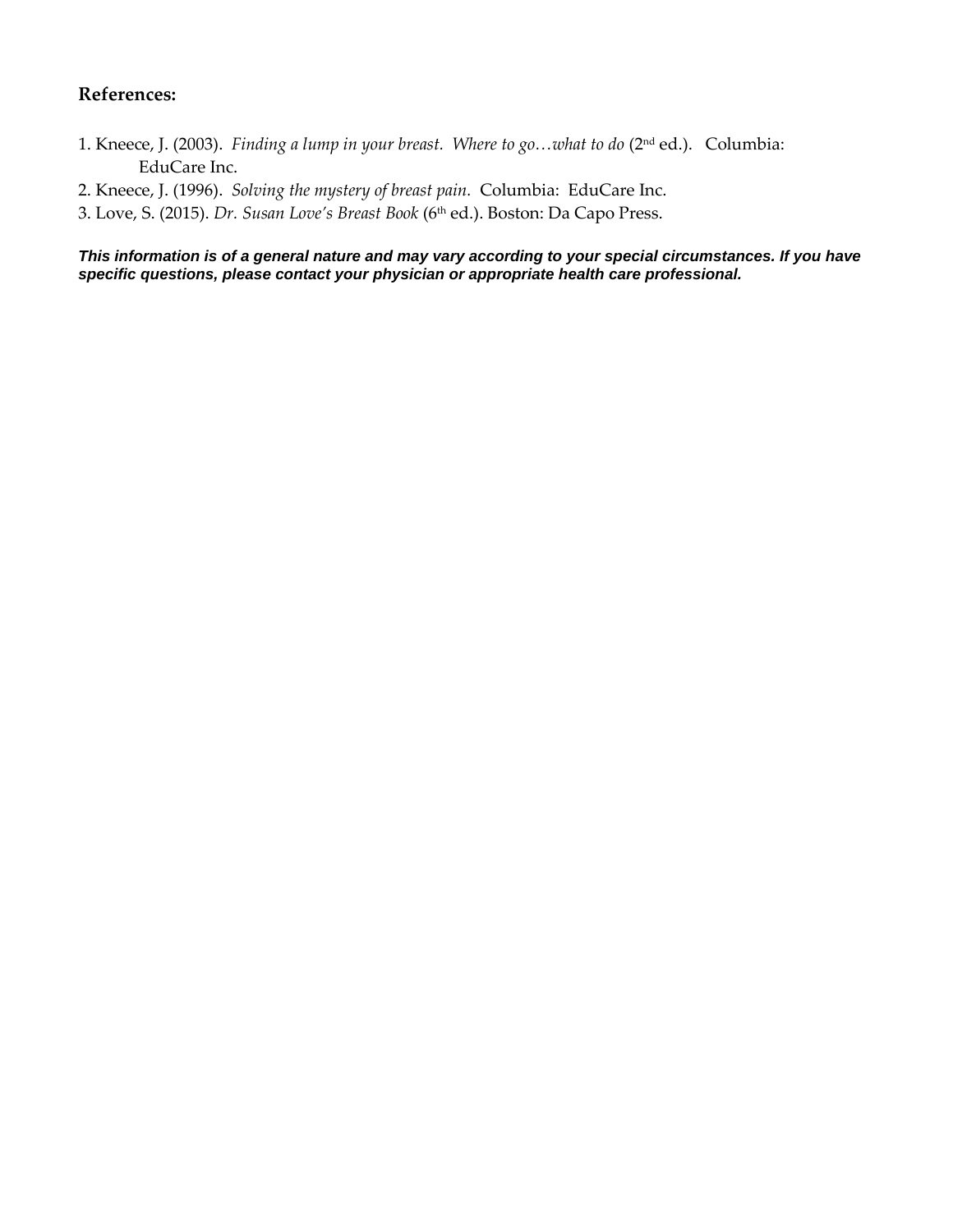## References:

1. Kneece, J. (2003). *Finding a lump in your breast. Where to go…what to do* (2nd ed.). Columbia: EduCare Inc.
2. Kneece, J. (1996). *Solving the mystery of breast pain*. Columbia: EduCare Inc.
3. Love, S. (2015). *Dr. Susan Love's Breast Book* (6th ed.). Boston: Da Capo Press.

***This information is of a general nature and may vary according to your special circumstances. If you have specific questions, please contact your physician or appropriate health care professional.***